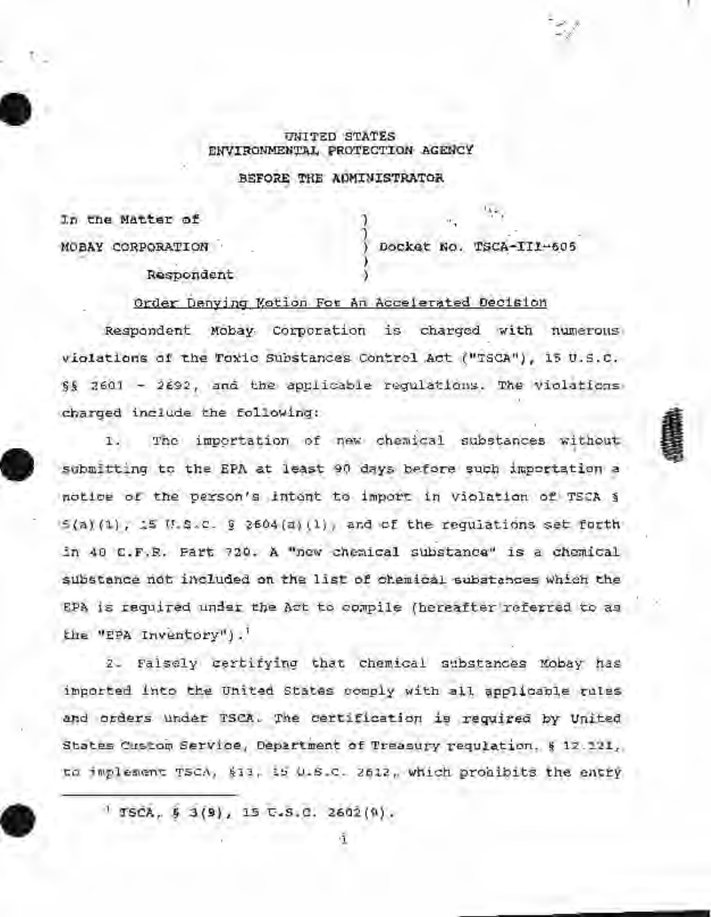UNITED STATES
ENVIRONMENTAL PROTECTION AGENCY

BEFORE THE ADMINISTRATOR

In the Matter of )
MOBAY CORPORATION ) Docket No. TSCA-III-605
Respondent )

Order Denying Motion For An Accelerated Decision

Respondent Mobay Corporation is charged with numerous violations of the Toxic Substances Control Act ("TSCA"), 15 U.S.C. §§ 2601 - 2692, and the applicable regulations. The violations charged include the following:

1. The importation of new chemical substances without submitting to the EPA at least 90 days before such importation a notice of the person's intent to import in violation of TSCA § 5(a)(1), 15 U.S.C. § 2604(a)(1), and of the regulations set forth in 40 C.F.R. Part 720. A "new chemical substance" is a chemical substance not included on the list of chemical substances which the EPA is required under the Act to compile (hereafter referred to as the "EPA Inventory").[1]

2. Falsely certifying that chemical substances Mobay has imported into the United States comply with all applicable rules and orders under TSCA. The certification is required by United States Custom Service, Department of Treasury regulation, § 12.121, to implement TSCA, §13, 15 U.S.C. 2612, which prohibits the entry

[1] TSCA, § 3(9), 15 U.S.C. 2602(9).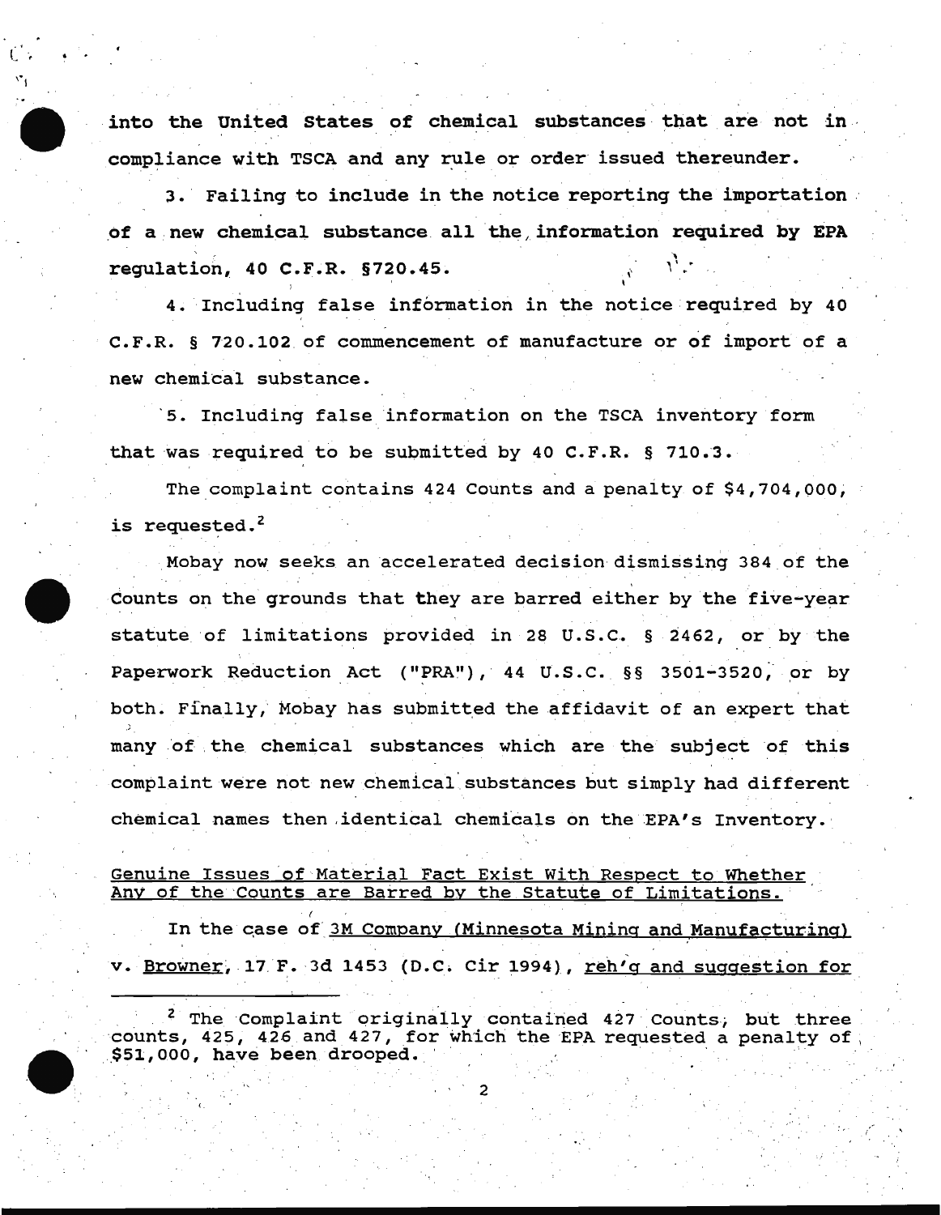into the United States of chemical substances that are not in compliance with TSCA and any rule or order issued thereunder.

3. Failing to include in the notice reporting the importation of a new chemical substance all the information required by EPA regulation, 40 C.F.R. §720.45.

4. Including false information in the notice required by 40 C.F.R. § 720.102 of commencement of manufacture or of import of a new chemical substance.

5. Including false information on the TSCA inventory form that was required to be submitted by 40 C.F.R. § 710.3.

The complaint contains 424 Counts and a penalty of $4,704,000, is requested.[2]

Mobay now seeks an accelerated decision dismissing 384 of the Counts on the grounds that they are barred either by the five-year statute of limitations provided in 28 U.S.C. § 2462, or by the Paperwork Reduction Act ("PRA"), 44 U.S.C. §§ 3501-3520, or by both. Finally, Mobay has submitted the affidavit of an expert that many of the chemical substances which are the subject of this complaint were not new chemical substances but simply had different chemical names then identical chemicals on the EPA's Inventory.

<u>Genuine Issues of Material Fact Exist With Respect to Whether Any of the Counts are Barred by the Statute of Limitations.</u>

In the case of <u>3M Company (Minnesota Mining and Manufacturing)</u> v. <u>Browner</u>, 17 F. 3d 1453 (D.C. Cir 1994), <u>reh'g and suggestion for</u>

[2] The Complaint originally contained 427 Counts, but three counts, 425, 426 and 427, for which the EPA requested a penalty of $51,000, have been drooped.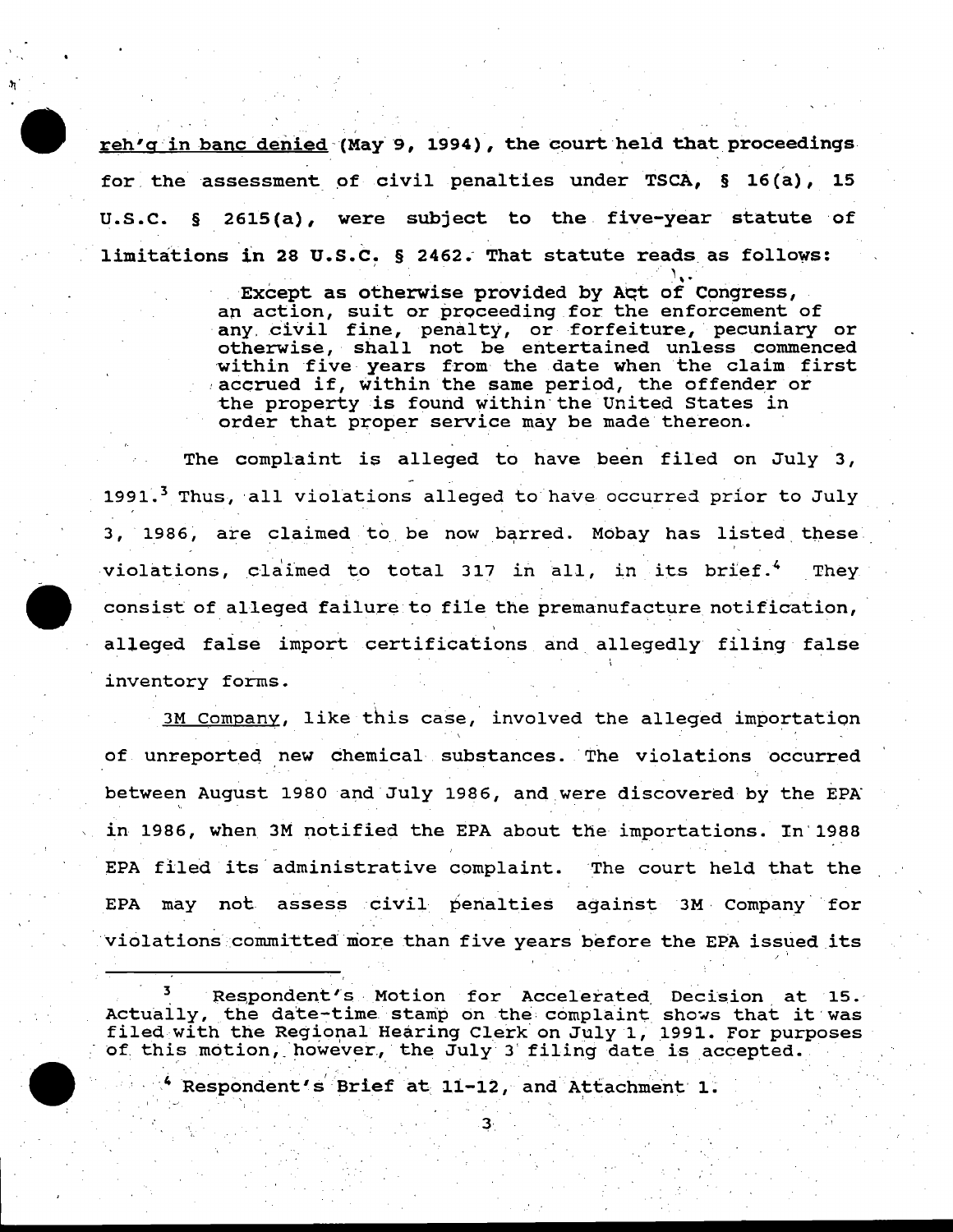reh'g in banc denied (May 9, 1994), the court held that proceedings for the assessment of civil penalties under TSCA, § 16(a), 15 U.S.C. § 2615(a), were subject to the five-year statute of limitations in 28 U.S.C. § 2462. That statute reads as follows:

> Except as otherwise provided by Act of Congress, an action, suit or proceeding for the enforcement of any civil fine, penalty, or forfeiture, pecuniary or otherwise, shall not be entertained unless commenced within five years from the date when the claim first accrued if, within the same period, the offender or the property is found within the United States in order that proper service may be made thereon.

The complaint is alleged to have been filed on July 3, 1991.[3] Thus, all violations alleged to have occurred prior to July 3, 1986, are claimed to be now barred. Mobay has listed these violations, claimed to total 317 in all, in its brief.[4] They consist of alleged failure to file the premanufacture notification, alleged false import certifications and allegedly filing false inventory forms.

3M Company, like this case, involved the alleged importation of unreported new chemical substances. The violations occurred between August 1980 and July 1986, and were discovered by the EPA in 1986, when 3M notified the EPA about the importations. In 1988 EPA filed its administrative complaint. The court held that the EPA may not assess civil penalties against 3M Company for violations committed more than five years before the EPA issued its

---

[3] Respondent's Motion for Accelerated Decision at 15. Actually, the date-time stamp on the complaint shows that it was filed with the Regional Hearing Clerk on July 1, 1991. For purposes of this motion, however, the July 3 filing date is accepted.

[4] Respondent's Brief at 11-12, and Attachment 1.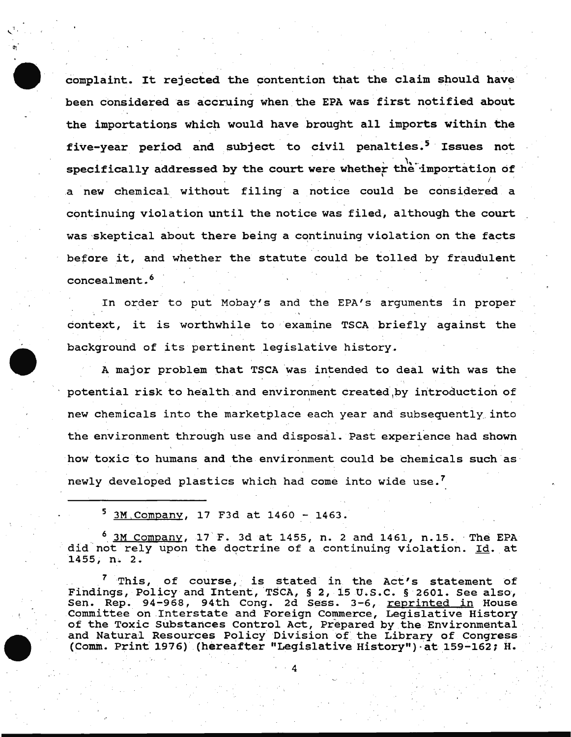complaint. It rejected the contention that the claim should have been considered as accruing when the EPA was first notified about the importations which would have brought all imports within the five-year period and subject to civil penalties.[5] Issues not specifically addressed by the court were whether the importation of a new chemical without filing a notice could be considered a continuing violation until the notice was filed, although the court was skeptical about there being a continuing violation on the facts before it, and whether the statute could be tolled by fraudulent concealment.[6]

In order to put Mobay's and the EPA's arguments in proper context, it is worthwhile to examine TSCA briefly against the background of its pertinent legislative history.

A major problem that TSCA was intended to deal with was the potential risk to health and environment created by introduction of new chemicals into the marketplace each year and subsequently into the environment through use and disposal. Past experience had shown how toxic to humans and the environment could be chemicals such as newly developed plastics which had come into wide use.[7]

---

[5] 3M Company, 17 F3d at 1460 - 1463.

[6] 3M Company, 17 F. 3d at 1455, n. 2 and 1461, n.15. The EPA did not rely upon the doctrine of a continuing violation. Id. at 1455, n. 2.

[7] This, of course, is stated in the Act's statement of Findings, Policy and Intent, TSCA, § 2, 15 U.S.C. § 2601. See also, Sen. Rep. 94-968, 94th Cong. 2d Sess. 3-6, reprinted in House Committee on Interstate and Foreign Commerce, Legislative History of the Toxic Substances Control Act, Prepared by the Environmental and Natural Resources Policy Division of the Library of Congress (Comm. Print 1976) (hereafter "Legislative History") at 159-162; H.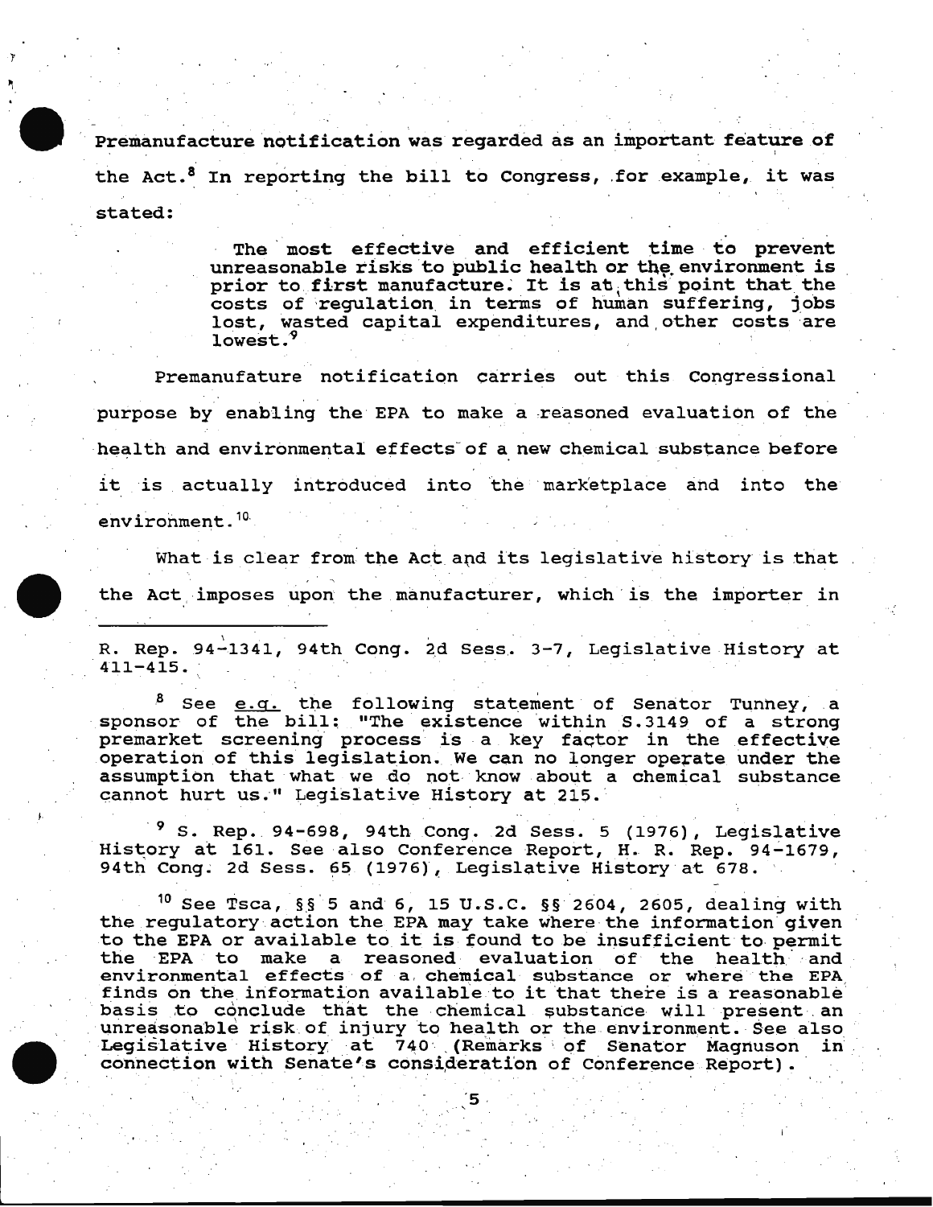Premanufacture notification was regarded as an important feature of the Act.[8] In reporting the bill to Congress, for example, it was stated:

> The most effective and efficient time to prevent unreasonable risks to public health or the environment is prior to first manufacture. It is at this point that the costs of regulation in terms of human suffering, jobs lost, wasted capital expenditures, and other costs are lowest.[9]

Premanufature notification carries out this Congressional purpose by enabling the EPA to make a reasoned evaluation of the health and environmental effects of a new chemical substance before it is actually introduced into the marketplace and into the environment.[10]

What is clear from the Act and its legislative history is that the Act imposes upon the manufacturer, which is the importer in

---

R. Rep. 94-1341, 94th Cong. 2d Sess. 3-7, Legislative History at 411-415.

[8] See e.g. the following statement of Senator Tunney, a sponsor of the bill: "The existence within S.3149 of a strong premarket screening process is a key factor in the effective operation of this legislation. We can no longer operate under the assumption that what we do not know about a chemical substance cannot hurt us." Legislative History at 215.

[9] S. Rep. 94-698, 94th Cong. 2d Sess. 5 (1976), Legislative History at 161. See also Conference Report, H. R. Rep. 94-1679, 94th Cong. 2d Sess. 65 (1976), Legislative History at 678.

[10] See Tsca, §§ 5 and 6, 15 U.S.C. §§ 2604, 2605, dealing with the regulatory action the EPA may take where the information given to the EPA or available to it is found to be insufficient to permit the EPA to make a reasoned evaluation of the health and environmental effects of a chemical substance or where the EPA finds on the information available to it that there is a reasonable basis to conclude that the chemical substance will present an unreasonable risk of injury to health or the environment. See also Legislative History at 740 (Remarks of Senator Magnuson in connection with Senate's consideration of Conference Report).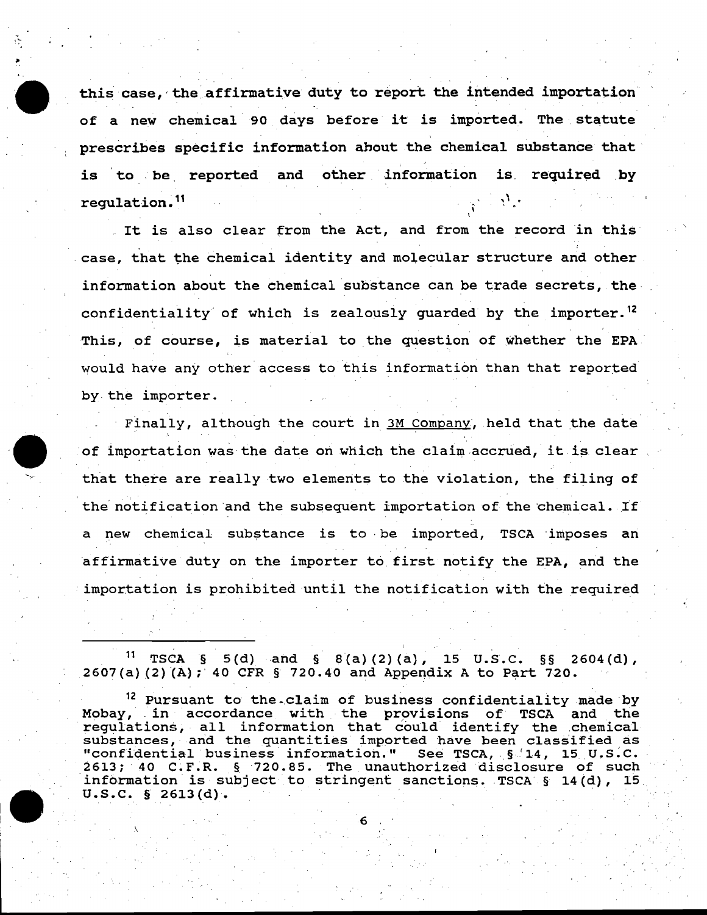this case, the affirmative duty to report the intended importation of a new chemical 90 days before it is imported. The statute prescribes specific information about the chemical substance that is to be reported and other information is required by regulation.[11]

It is also clear from the Act, and from the record in this case, that the chemical identity and molecular structure and other information about the chemical substance can be trade secrets, the confidentiality of which is zealously guarded by the importer.[12] This, of course, is material to the question of whether the EPA would have any other access to this information than that reported by the importer.

Finally, although the court in <u>3M Company</u>, held that the date of importation was the date on which the claim accrued, it is clear that there are really two elements to the violation, the filing of the notification and the subsequent importation of the chemical. If a new chemical substance is to be imported, TSCA imposes an affirmative duty on the importer to first notify the EPA, and the importation is prohibited until the notification with the required

---

[11] TSCA § 5(d) and § 8(a)(2)(a), 15 U.S.C. §§ 2604(d), 2607(a)(2)(A); 40 CFR § 720.40 and Appendix A to Part 720.

[12] Pursuant to the claim of business confidentiality made by Mobay, in accordance with the provisions of TSCA and the regulations, all information that could identify the chemical substances, and the quantities imported have been classified as "confidential business information." See TSCA, § 14, 15 U.S.C. 2613; 40 C.F.R. § 720.85. The unauthorized disclosure of such information is subject to stringent sanctions. TSCA § 14(d), 15 U.S.C. § 2613(d).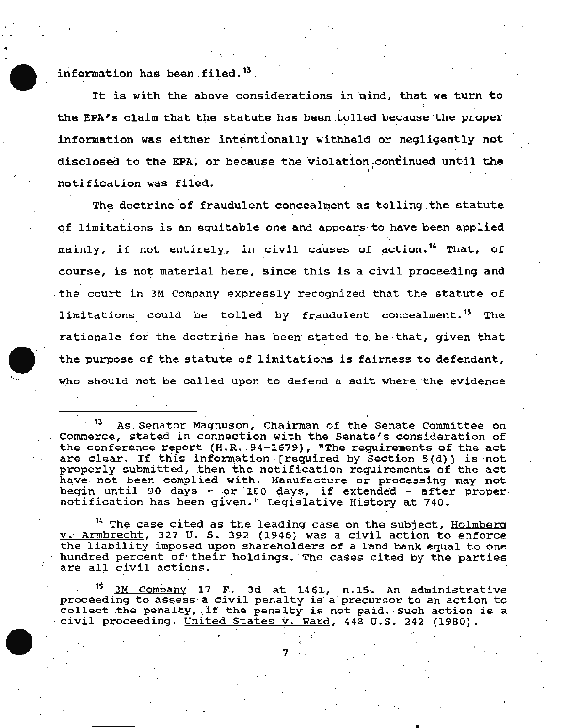information has been filed.[13]

It is with the above considerations in mind, that we turn to the EPA's claim that the statute has been tolled because the proper information was either intentionally withheld or negligently not disclosed to the EPA, or because the violation continued until the notification was filed.

The doctrine of fraudulent concealment as tolling the statute of limitations is an equitable one and appears to have been applied mainly, if not entirely, in civil causes of action.[14] That, of course, is not material here, since this is a civil proceeding and the court in <u>3M Company</u> expressly recognized that the statute of limitations could be tolled by fraudulent concealment.[15] The rationale for the doctrine has been stated to be that, given that the purpose of the statute of limitations is fairness to defendant, who should not be called upon to defend a suit where the evidence

---

[13] As Senator Magnuson, Chairman of the Senate Committee on Commerce, stated in connection with the Senate's consideration of the conference report (H.R. 94-1679), "The requirements of the act are clear. If this information [required by Section 5(d)] is not properly submitted, then the notification requirements of the act have not been complied with. Manufacture or processing may not begin until 90 days - or 180 days, if extended - after proper notification has been given." Legislative History at 740.

[14] The case cited as the leading case on the subject, <u>Holmberg v. Armbrecht</u>, 327 U. S. 392 (1946) was a civil action to enforce the liability imposed upon shareholders of a land bank equal to one hundred percent of their holdings. The cases cited by the parties are all civil actions.

[15] <u>3M Company</u> 17 F. 3d at 1461, n.15. An administrative proceeding to assess a civil penalty is a precursor to an action to collect the penalty, if the penalty is not paid. Such action is a civil proceeding. <u>United States v. Ward</u>, 448 U.S. 242 (1980).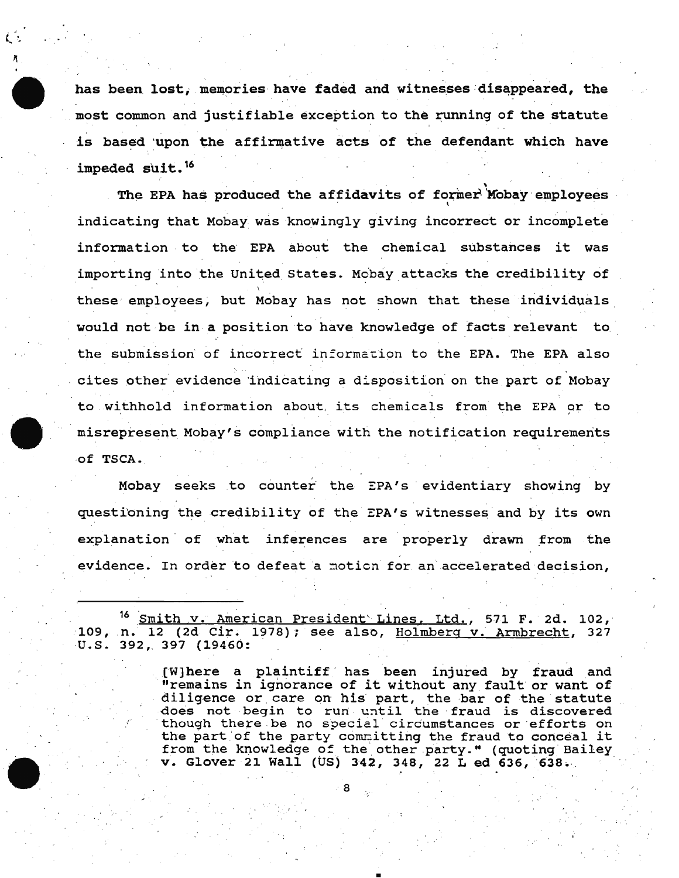has been lost, memories have faded and witnesses disappeared, the most common and justifiable exception to the running of the statute is based upon the affirmative acts of the defendant which have impeded suit.[16]

The EPA has produced the affidavits of former Mobay employees indicating that Mobay was knowingly giving incorrect or incomplete information to the EPA about the chemical substances it was importing into the United States. Mobay attacks the credibility of these employees, but Mobay has not shown that these individuals would not be in a position to have knowledge of facts relevant to the submission of incorrect information to the EPA. The EPA also cites other evidence indicating a disposition on the part of Mobay to withhold information about its chemicals from the EPA or to misrepresent Mobay's compliance with the notification requirements of TSCA.

Mobay seeks to counter the EPA's evidentiary showing by questioning the credibility of the EPA's witnesses and by its own explanation of what inferences are properly drawn from the evidence. In order to defeat a motion for an accelerated decision,

---

[16] Smith v. American President Lines, Ltd., 571 F. 2d. 102, 109, n. 12 (2d Cir. 1978); see also, Holmberg v. Armbrecht, 327 U.S. 392, 397 (19460:

> [W]here a plaintiff has been injured by fraud and "remains in ignorance of it without any fault or want of diligence or care on his part, the bar of the statute does not begin to run until the fraud is discovered though there be no special circumstances or efforts on the part of the party committing the fraud to conceal it from the knowledge of the other party." (quoting Bailey v. Glover 21 Wall (US) 342, 348, 22 L ed 636, 638.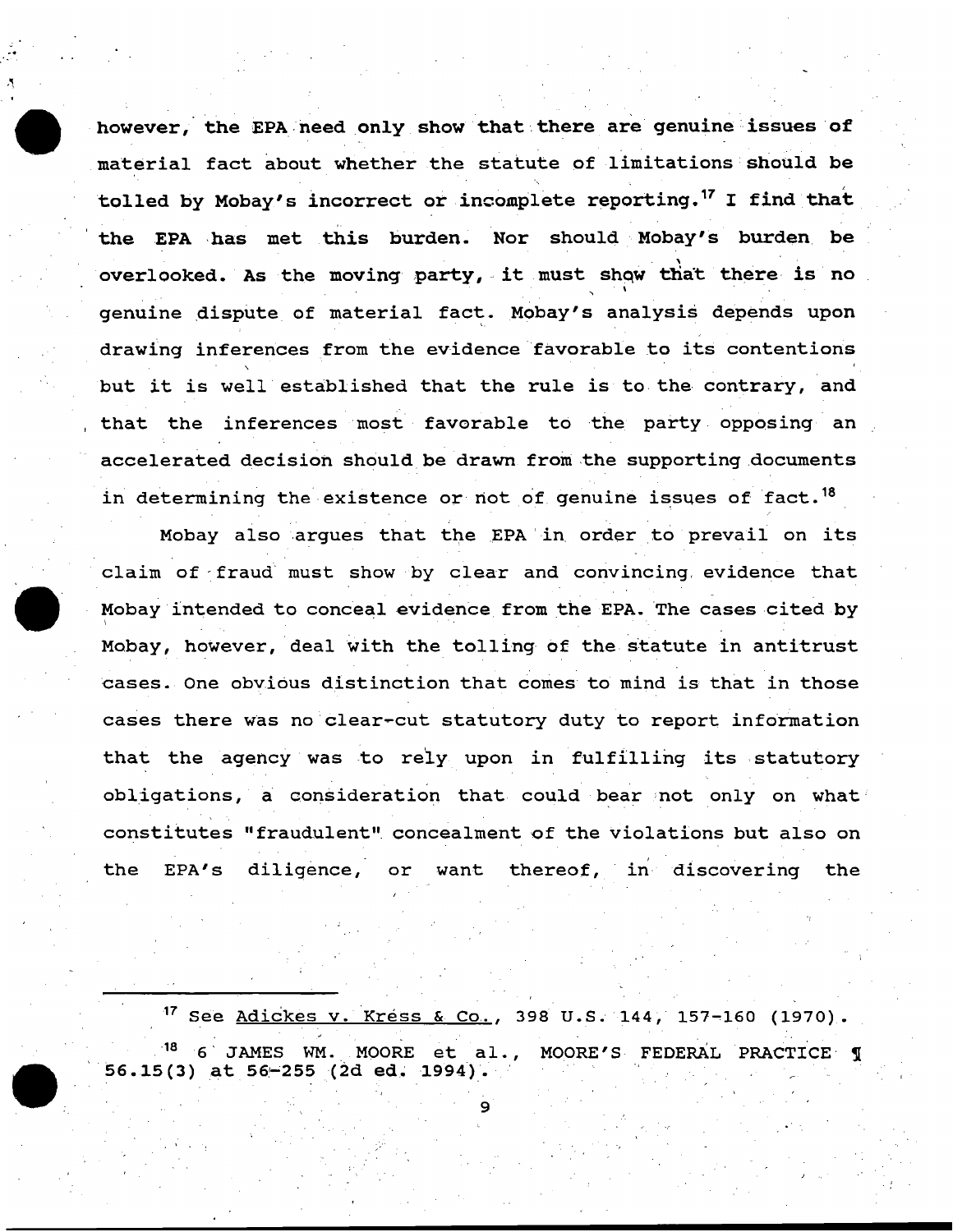however, the EPA need only show that there are genuine issues of material fact about whether the statute of limitations should be tolled by Mobay's incorrect or incomplete reporting.[17] I find that the EPA has met this burden. Nor should Mobay's burden be overlooked. As the moving party, it must show that there is no genuine dispute of material fact. Mobay's analysis depends upon drawing inferences from the evidence favorable to its contentions but it is well established that the rule is to the contrary, and that the inferences most favorable to the party opposing an accelerated decision should be drawn from the supporting documents in determining the existence or not of genuine issues of fact.[18]

Mobay also argues that the EPA in order to prevail on its claim of fraud must show by clear and convincing evidence that Mobay intended to conceal evidence from the EPA. The cases cited by Mobay, however, deal with the tolling of the statute in antitrust cases. One obvious distinction that comes to mind is that in those cases there was no clear-cut statutory duty to report information that the agency was to rely upon in fulfilling its statutory obligations, a consideration that could bear not only on what constitutes "fraudulent" concealment of the violations but also on the EPA's diligence, or want thereof, in discovering the

---

[17] See Adickes v. Kress & Co., 398 U.S. 144, 157-160 (1970).

[18] 6 JAMES WM. MOORE et al., MOORE'S FEDERAL PRACTICE ¶ 56.15(3) at 56-255 (2d ed. 1994).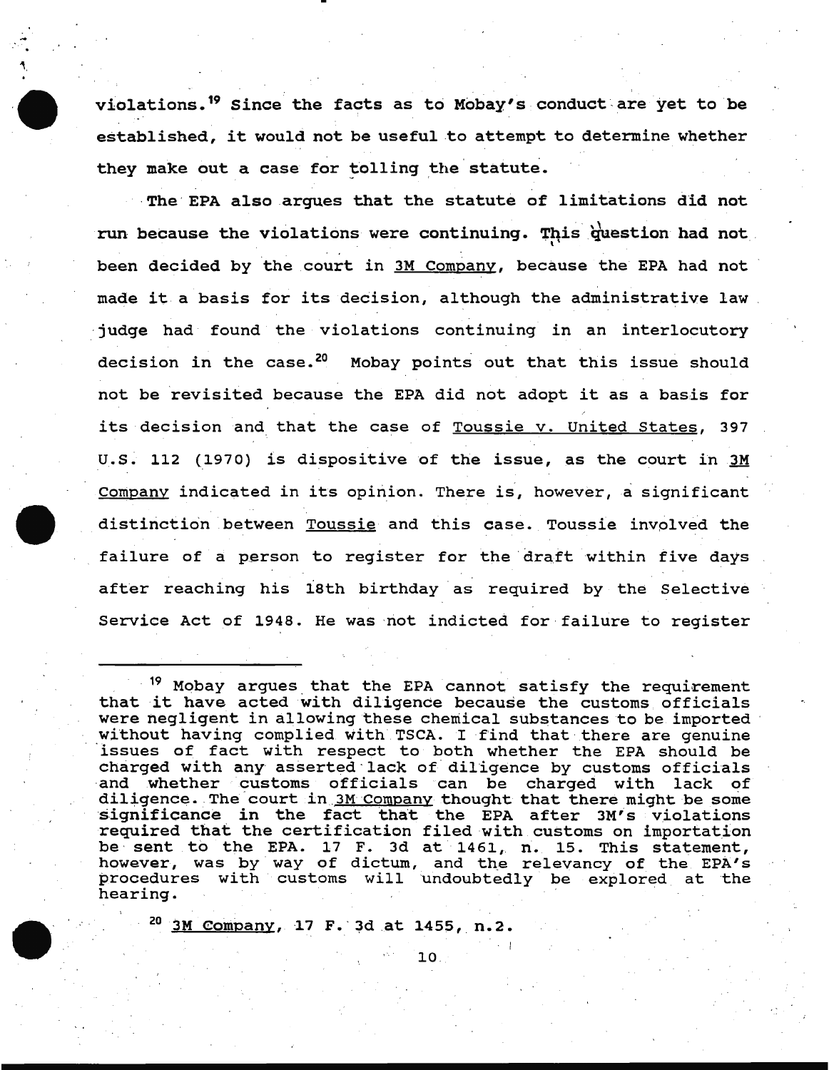violations.[19] Since the facts as to Mobay's conduct are yet to be established, it would not be useful to attempt to determine whether they make out a case for tolling the statute.

The EPA also argues that the statute of limitations did not run because the violations were continuing. This question had not been decided by the court in 3M Company, because the EPA had not made it a basis for its decision, although the administrative law judge had found the violations continuing in an interlocutory decision in the case.[20] Mobay points out that this issue should not be revisited because the EPA did not adopt it as a basis for its decision and that the case of Toussie v. United States, 397 U.S. 112 (1970) is dispositive of the issue, as the court in 3M Company indicated in its opinion. There is, however, a significant distinction between Toussie and this case. Toussie involved the failure of a person to register for the draft within five days after reaching his 18th birthday as required by the Selective Service Act of 1948. He was not indicted for failure to register

---

[19] Mobay argues that the EPA cannot satisfy the requirement that it have acted with diligence because the customs officials were negligent in allowing these chemical substances to be imported without having complied with TSCA. I find that there are genuine issues of fact with respect to both whether the EPA should be charged with any asserted lack of diligence by customs officials and whether customs officials can be charged with lack of diligence. The court in 3M Company thought that there might be some significance in the fact that the EPA after 3M's violations required that the certification filed with customs on importation be sent to the EPA. 17 F. 3d at 1461, n. 15. This statement, however, was by way of dictum, and the relevancy of the EPA's procedures with customs will undoubtedly be explored at the hearing.

[20] 3M Company, 17 F. 3d at 1455, n.2.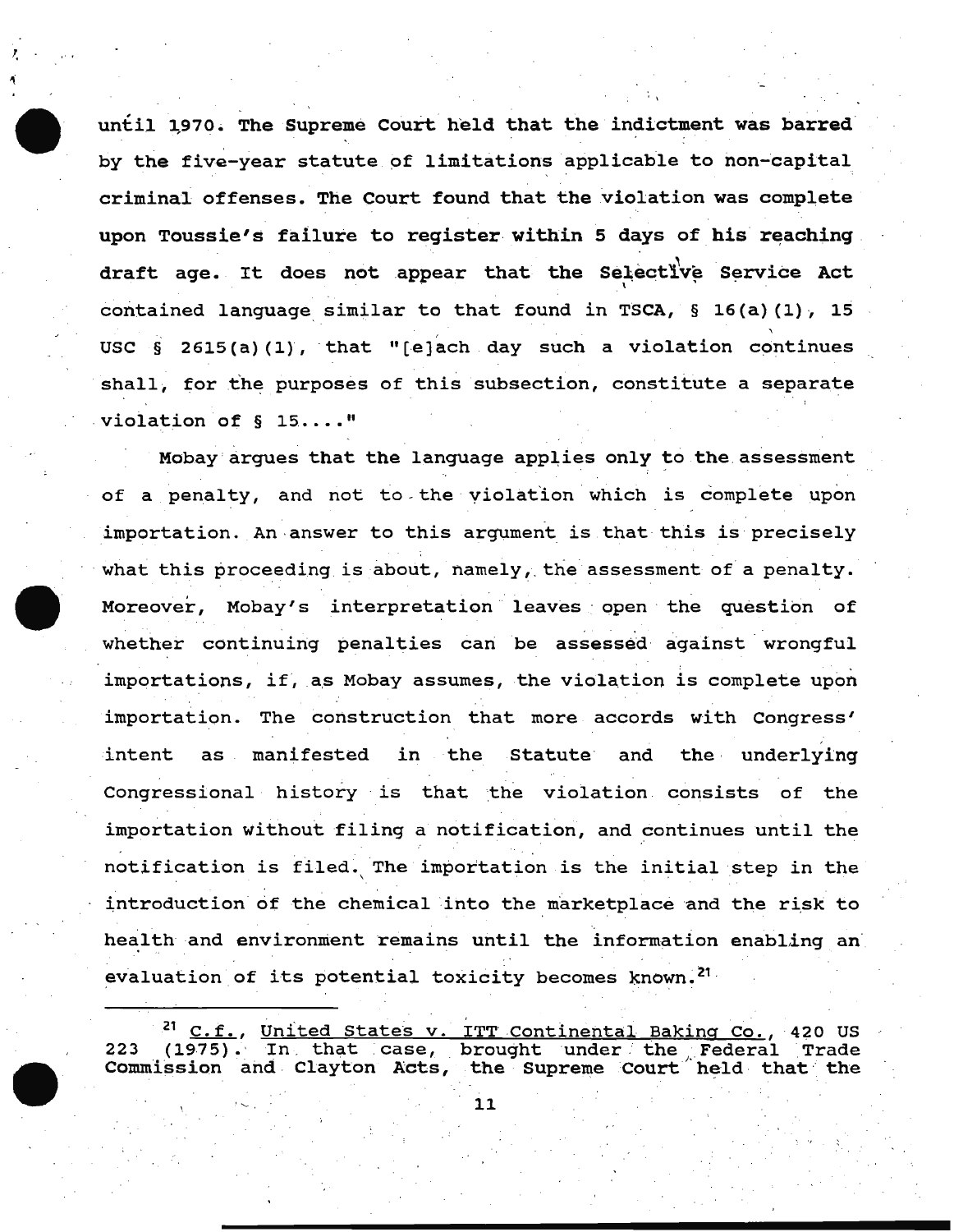until 1970. The Supreme Court held that the indictment was barred by the five-year statute of limitations applicable to non-capital criminal offenses. The Court found that the violation was complete upon Toussie's failure to register within 5 days of his reaching draft age. It does not appear that the Selective Service Act contained language similar to that found in TSCA, § 16(a)(1), 15 USC § 2615(a)(1), that "[e]ach day such a violation continues shall, for the purposes of this subsection, constitute a separate violation of § 15...."

Mobay argues that the language applies only to the assessment of a penalty, and not to the violation which is complete upon importation. An answer to this argument is that this is precisely what this proceeding is about, namely, the assessment of a penalty. Moreover, Mobay's interpretation leaves open the question of whether continuing penalties can be assessed against wrongful importations, if, as Mobay assumes, the violation is complete upon importation. The construction that more accords with Congress' intent as manifested in the Statute and the underlying Congressional history is that the violation consists of the importation without filing a notification, and continues until the notification is filed. The importation is the initial step in the introduction of the chemical into the marketplace and the risk to health and environment remains until the information enabling an evaluation of its potential toxicity becomes known.[21]

---

[21] C.f., United States v. ITT Continental Baking Co., 420 US 223 (1975). In that case, brought under the Federal Trade Commission and Clayton Acts, the Supreme Court held that the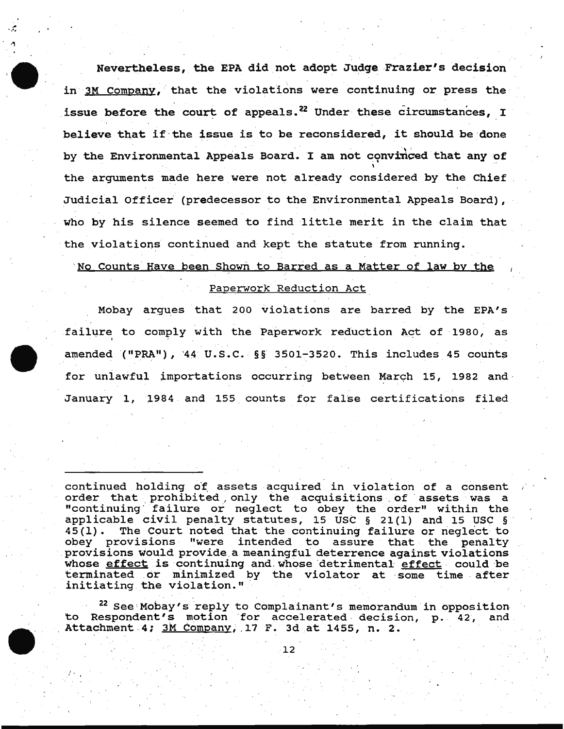Nevertheless, the EPA did not adopt Judge Frazier's decision in 3M Company, that the violations were continuing or press the issue before the court of appeals.[22] Under these circumstances, I believe that if the issue is to be reconsidered, it should be done by the Environmental Appeals Board. I am not convinced that any of the arguments made here were not already considered by the Chief Judicial Officer (predecessor to the Environmental Appeals Board), who by his silence seemed to find little merit in the claim that the violations continued and kept the statute from running.

## No Counts Have been Shown to Barred as a Matter of law by the Paperwork Reduction Act

Mobay argues that 200 violations are barred by the EPA's failure to comply with the Paperwork reduction Act of 1980, as amended ("PRA"), 44 U.S.C. §§ 3501-3520. This includes 45 counts for unlawful importations occurring between March 15, 1982 and January 1, 1984 and 155 counts for false certifications filed

---

continued holding of assets acquired in violation of a consent order that prohibited, only the acquisitions of assets was a "continuing failure or neglect to obey the order" within the applicable civil penalty statutes, 15 USC § 21(l) and 15 USC § 45(l). The Court noted that the continuing failure or neglect to obey provisions "were intended to assure that the penalty provisions would provide a meaningful deterrence against violations whose effect is continuing and whose detrimental effect could be terminated or minimized by the violator at some time after initiating the violation."

[22] See Mobay's reply to Complainant's memorandum in opposition to Respondent's motion for accelerated decision, p. 42, and Attachment 4; 3M Company, 17 F. 3d at 1455, n. 2.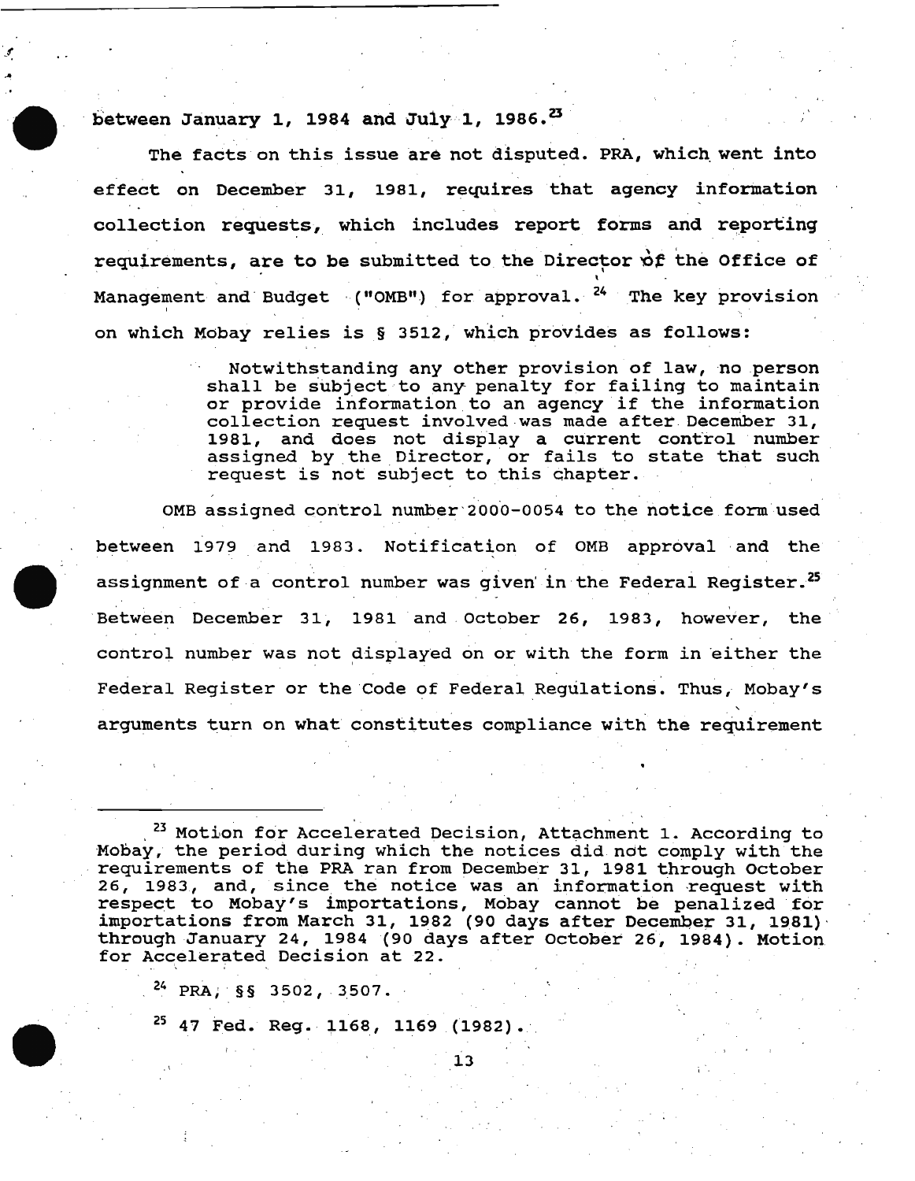between January 1, 1984 and July 1, 1986.[23]

The facts on this issue are not disputed. PRA, which went into effect on December 31, 1981, requires that agency information collection requests, which includes report forms and reporting requirements, are to be submitted to the Director of the Office of Management and Budget ("OMB") for approval.[24] The key provision on which Mobay relies is § 3512, which provides as follows:

> Notwithstanding any other provision of law, no person shall be subject to any penalty for failing to maintain or provide information to an agency if the information collection request involved was made after December 31, 1981, and does not display a current control number assigned by the Director, or fails to state that such request is not subject to this chapter.

OMB assigned control number 2000-0054 to the notice form used between 1979 and 1983. Notification of OMB approval and the assignment of a control number was given in the Federal Register.[25] Between December 31, 1981 and October 26, 1983, however, the control number was not displayed on or with the form in either the Federal Register or the Code of Federal Regulations. Thus, Mobay's arguments turn on what constitutes compliance with the requirement

---

[23] Motion for Accelerated Decision, Attachment 1. According to Mobay, the period during which the notices did not comply with the requirements of the PRA ran from December 31, 1981 through October 26, 1983, and, since the notice was an information request with respect to Mobay's importations, Mobay cannot be penalized for importations from March 31, 1982 (90 days after December 31, 1981) through January 24, 1984 (90 days after October 26, 1984). Motion for Accelerated Decision at 22.

[24] PRA, §§ 3502, 3507.

[25] 47 Fed. Reg. 1168, 1169 (1982).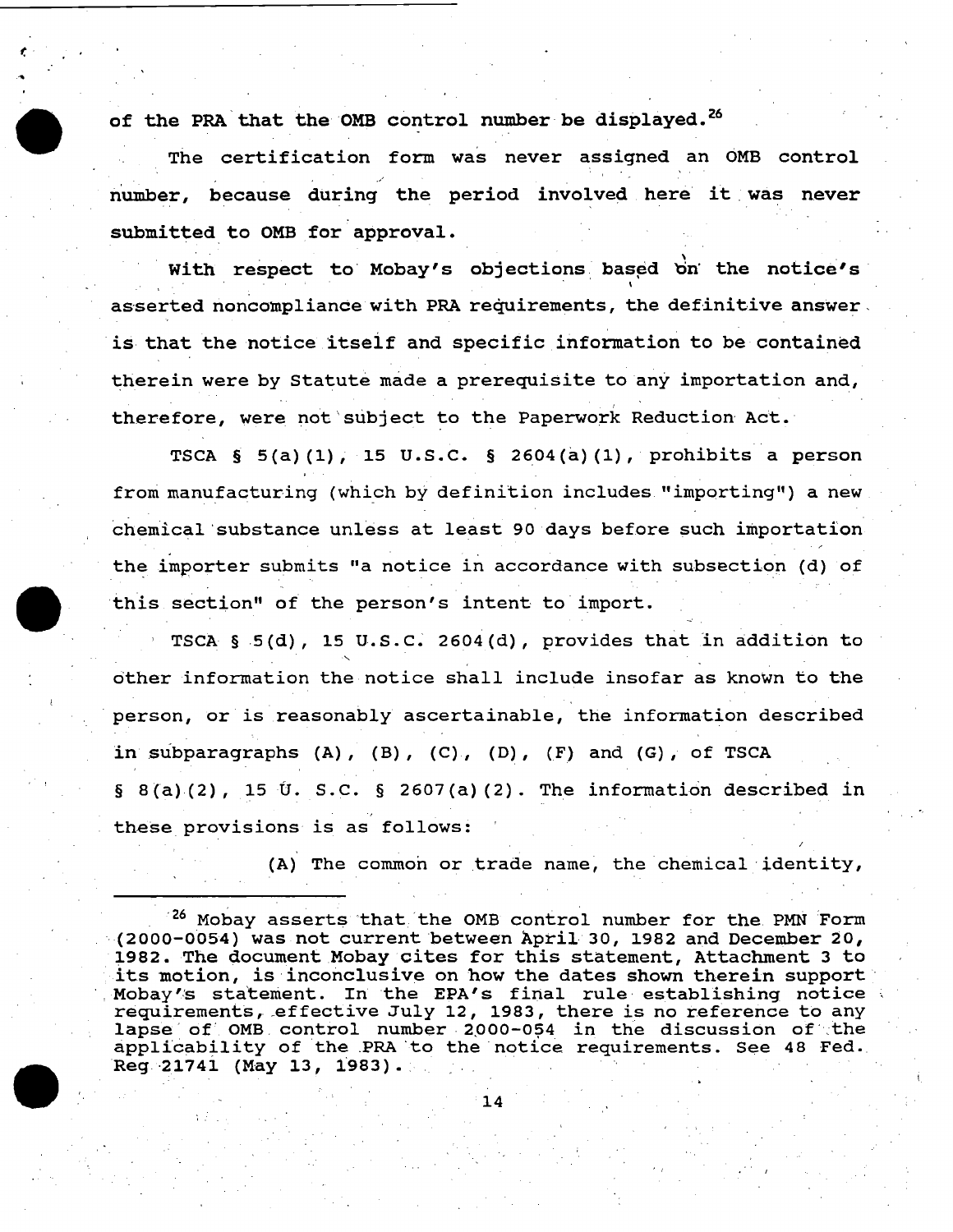of the PRA that the OMB control number be displayed.[26]

The certification form was never assigned an OMB control number, because during the period involved here it was never submitted to OMB for approval.

With respect to Mobay's objections based on the notice's asserted noncompliance with PRA requirements, the definitive answer is that the notice itself and specific information to be contained therein were by Statute made a prerequisite to any importation and, therefore, were not subject to the Paperwork Reduction Act.

TSCA § 5(a)(1), 15 U.S.C. § 2604(a)(1), prohibits a person from manufacturing (which by definition includes "importing") a new chemical substance unless at least 90 days before such importation the importer submits "a notice in accordance with subsection (d) of this section" of the person's intent to import.

TSCA § 5(d), 15 U.S.C. 2604(d), provides that in addition to other information the notice shall include insofar as known to the person, or is reasonably ascertainable, the information described in subparagraphs (A), (B), (C), (D), (F) and (G), of TSCA § 8(a)(2), 15 U. S.C. § 2607(a)(2). The information described in these provisions is as follows:

(A) The common or trade name, the chemical identity,

---

[26] Mobay asserts that the OMB control number for the PMN Form (2000-0054) was not current between April 30, 1982 and December 20, 1982. The document Mobay cites for this statement, Attachment 3 to its motion, is inconclusive on how the dates shown therein support Mobay's statement. In the EPA's final rule establishing notice requirements, effective July 12, 1983, there is no reference to any lapse of OMB control number 2000-054 in the discussion of the applicability of the PRA to the notice requirements. See 48 Fed. Reg 21741 (May 13, 1983).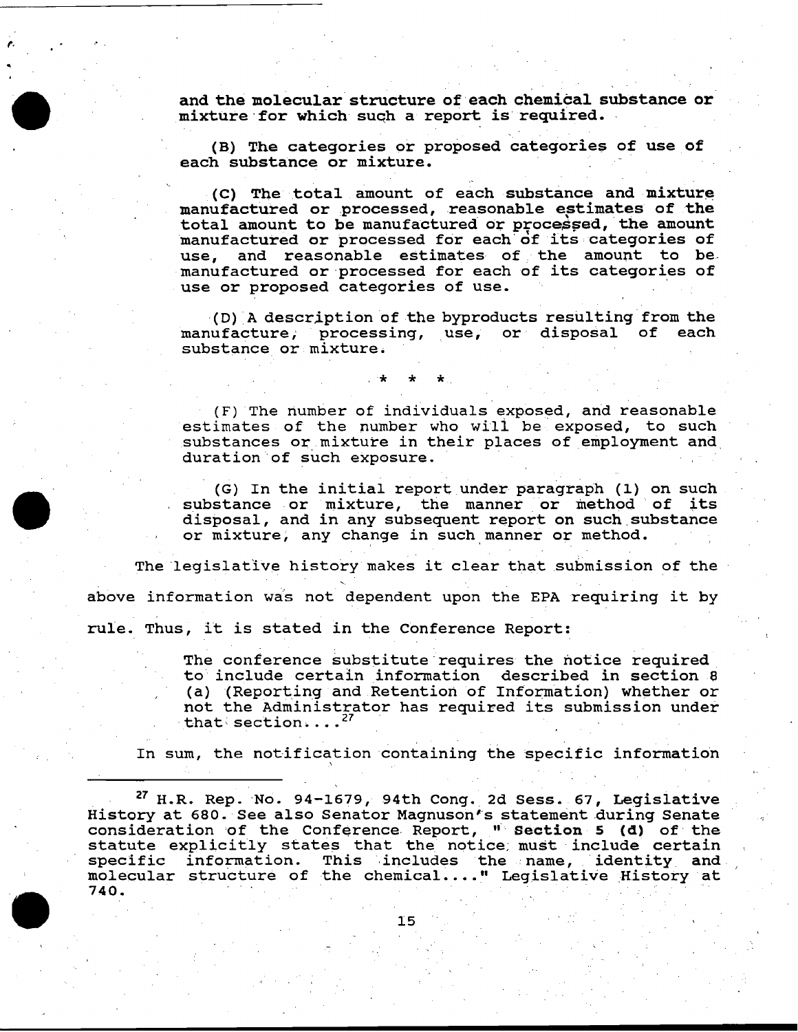> and the molecular structure of each chemical substance or mixture for which such a report is required.
>
> (B) The categories or proposed categories of use of each substance or mixture.
>
> (C) The total amount of each substance and mixture manufactured or processed, reasonable estimates of the total amount to be manufactured or processed, the amount manufactured or processed for each of its categories of use, and reasonable estimates of the amount to be manufactured or processed for each of its categories of use or proposed categories of use.
>
> (D) A description of the byproducts resulting from the manufacture, processing, use, or disposal of each substance or mixture.
>
> * * *
>
> (F) The number of individuals exposed, and reasonable estimates of the number who will be exposed, to such substances or mixture in their places of employment and duration of such exposure.
>
> (G) In the initial report under paragraph (1) on such substance or mixture, the manner or method of its disposal, and in any subsequent report on such substance or mixture, any change in such manner or method.

The legislative history makes it clear that submission of the above information was not dependent upon the EPA requiring it by rule. Thus, it is stated in the Conference Report:

> The conference substitute requires the notice required to include certain information described in section 8 (a) (Reporting and Retention of Information) whether or not the Administrator has required its submission under that section....[27]

In sum, the notification containing the specific information

---

[27] H.R. Rep. No. 94-1679, 94th Cong. 2d Sess. 67, Legislative History at 680. See also Senator Magnuson's statement during Senate consideration of the Conference Report, " **Section 5 (d)** of the statute explicitly states that the notice must include certain specific information. This includes the name, identity and molecular structure of the chemical...." Legislative History at 740.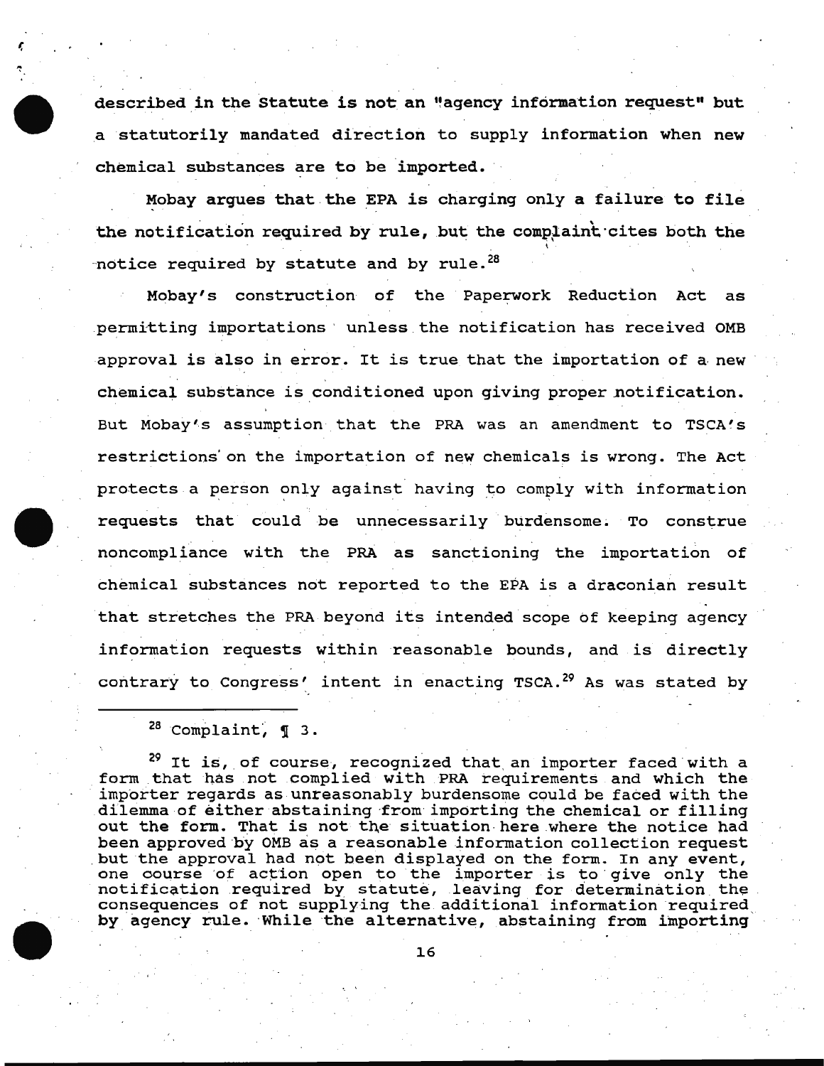described in the Statute is not an "agency information request" but a statutorily mandated direction to supply information when new chemical substances are to be imported.

Mobay argues that the EPA is charging only a failure to file the notification required by rule, but the complaint cites both the notice required by statute and by rule.[28]

Mobay's construction of the Paperwork Reduction Act as permitting importations unless the notification has received OMB approval is also in error. It is true that the importation of a new chemical substance is conditioned upon giving proper notification. But Mobay's assumption that the PRA was an amendment to TSCA's restrictions on the importation of new chemicals is wrong. The Act protects a person only against having to comply with information requests that could be unnecessarily burdensome. To construe noncompliance with the PRA as sanctioning the importation of chemical substances not reported to the EPA is a draconian result that stretches the PRA beyond its intended scope of keeping agency information requests within reasonable bounds, and is directly contrary to Congress' intent in enacting TSCA.[29] As was stated by

---

[28] Complaint, ¶ 3.

[29] It is, of course, recognized that an importer faced with a form that has not complied with PRA requirements and which the importer regards as unreasonably burdensome could be faced with the dilemma of either abstaining from importing the chemical or filling out the form. That is not the situation here where the notice had been approved by OMB as a reasonable information collection request but the approval had not been displayed on the form. In any event, one course of action open to the importer is to give only the notification required by statute, leaving for determination the consequences of not supplying the additional information required by agency rule. While the alternative, abstaining from importing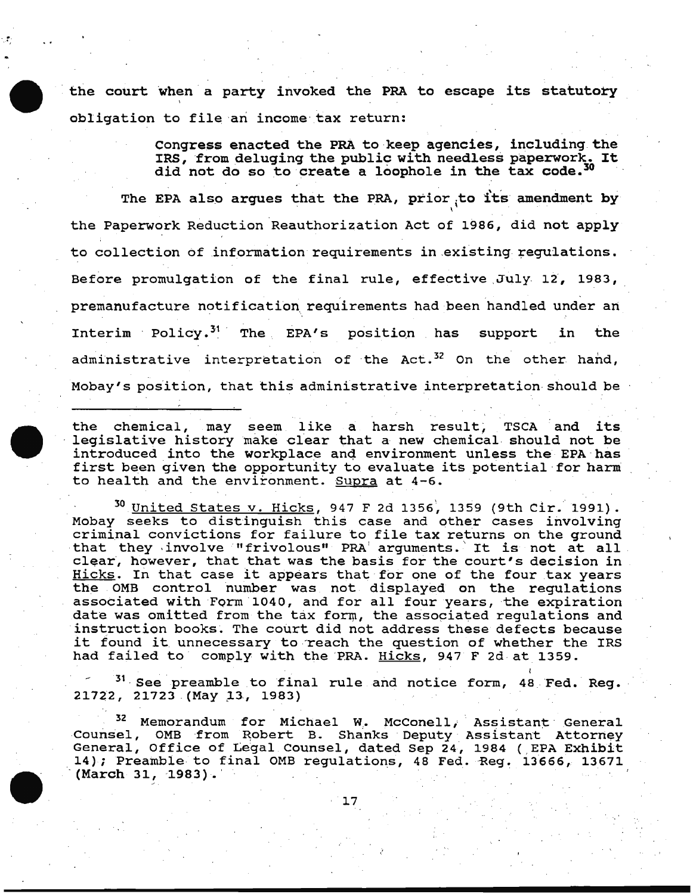the court when a party invoked the PRA to escape its statutory obligation to file an income tax return:

> Congress enacted the PRA to keep agencies, including the IRS, from deluging the public with needless paperwork. It did not do so to create a loophole in the tax code.[30]

The EPA also argues that the PRA, prior to its amendment by the Paperwork Reduction Reauthorization Act of 1986, did not apply to collection of information requirements in existing regulations. Before promulgation of the final rule, effective July 12, 1983, premanufacture notification requirements had been handled under an Interim Policy.[31] The EPA's position has support in the administrative interpretation of the Act.[32] On the other hand, Mobay's position, that this administrative interpretation should be

---

the chemical, may seem like a harsh result, TSCA and its legislative history make clear that a new chemical should not be introduced into the workplace and environment unless the EPA has first been given the opportunity to evaluate its potential for harm to health and the environment. Supra at 4-6.

[30] United States v. Hicks, 947 F 2d 1356, 1359 (9th Cir. 1991). Mobay seeks to distinguish this case and other cases involving criminal convictions for failure to file tax returns on the ground that they involve "frivolous" PRA arguments. It is not at all clear, however, that that was the basis for the court's decision in Hicks. In that case it appears that for one of the four tax years the OMB control number was not displayed on the regulations associated with Form 1040, and for all four years, the expiration date was omitted from the tax form, the associated regulations and instruction books. The court did not address these defects because it found it unnecessary to reach the question of whether the IRS had failed to comply with the PRA. Hicks, 947 F 2d at 1359.

[31] See preamble to final rule and notice form, 48 Fed. Reg. 21722, 21723 (May 13, 1983)

[32] Memorandum for Michael W. McConell, Assistant General Counsel, OMB from Robert B. Shanks Deputy Assistant Attorney General, Office of Legal Counsel, dated Sep 24, 1984 (EPA Exhibit 14); Preamble to final OMB regulations, 48 Fed. Reg. 13666, 13671 (March 31, 1983).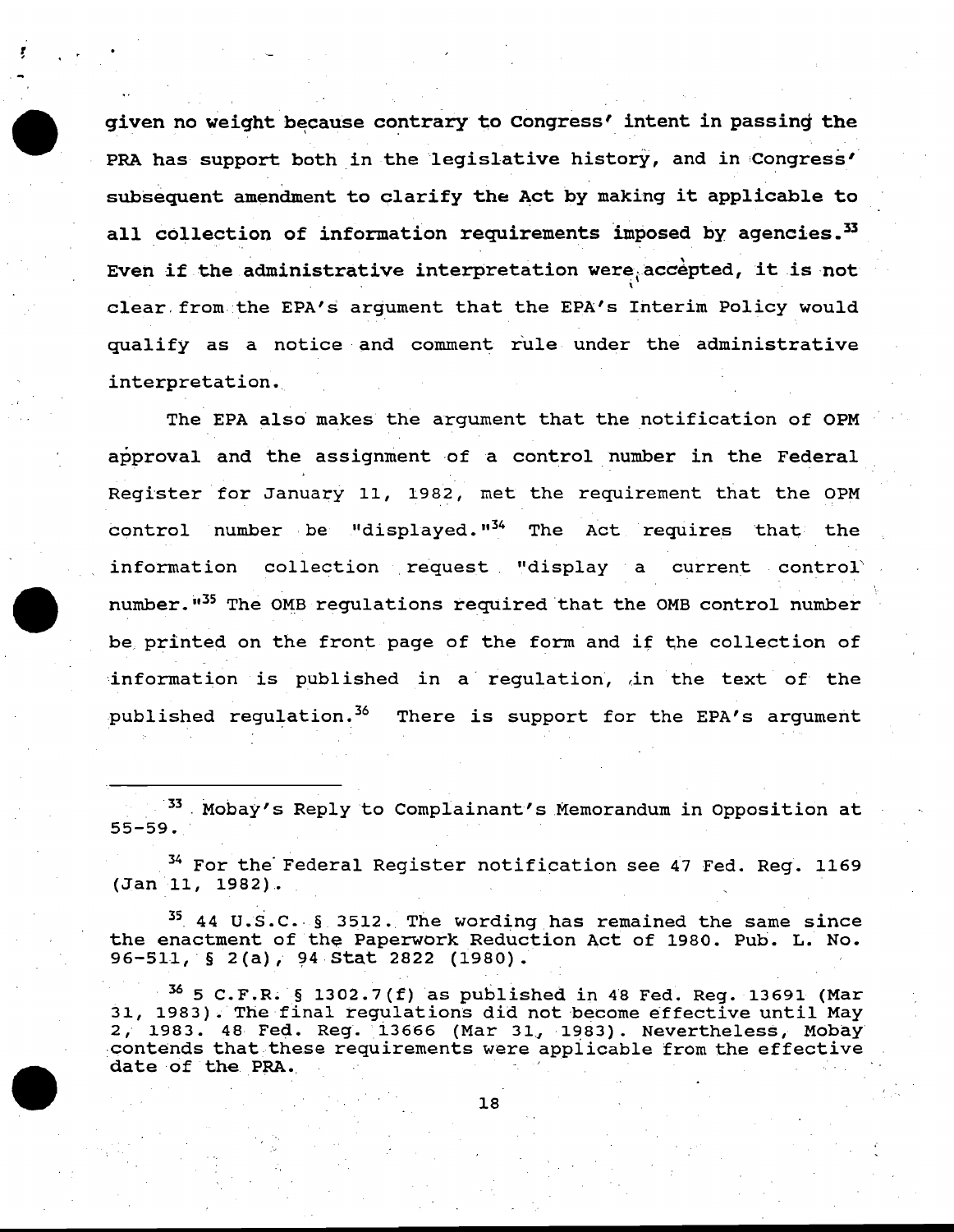given no weight because contrary to Congress' intent in passing the PRA has support both in the legislative history, and in Congress' subsequent amendment to clarify the Act by making it applicable to all collection of information requirements imposed by agencies.[33] Even if the administrative interpretation were accepted, it is not clear from the EPA's argument that the EPA's Interim Policy would qualify as a notice and comment rule under the administrative interpretation.

The EPA also makes the argument that the notification of OPM approval and the assignment of a control number in the Federal Register for January 11, 1982, met the requirement that the OPM control number be "displayed."[34] The Act requires that the information collection request "display a current control number."[35] The OMB regulations required that the OMB control number be printed on the front page of the form and if the collection of information is published in a regulation, in the text of the published regulation.[36] There is support for the EPA's argument

---

[33] Mobay's Reply to Complainant's Memorandum in Opposition at 55-59.

[34] For the Federal Register notification see 47 Fed. Reg. 1169 (Jan 11, 1982).

[35] 44 U.S.C. § 3512. The wording has remained the same since the enactment of the Paperwork Reduction Act of 1980. Pub. L. No. 96-511, § 2(a), 94 Stat 2822 (1980).

[36] 5 C.F.R. § 1302.7(f) as published in 48 Fed. Reg. 13691 (Mar 31, 1983). The final regulations did not become effective until May 2, 1983. 48 Fed. Reg. 13666 (Mar 31, 1983). Nevertheless, Mobay contends that these requirements were applicable from the effective date of the PRA.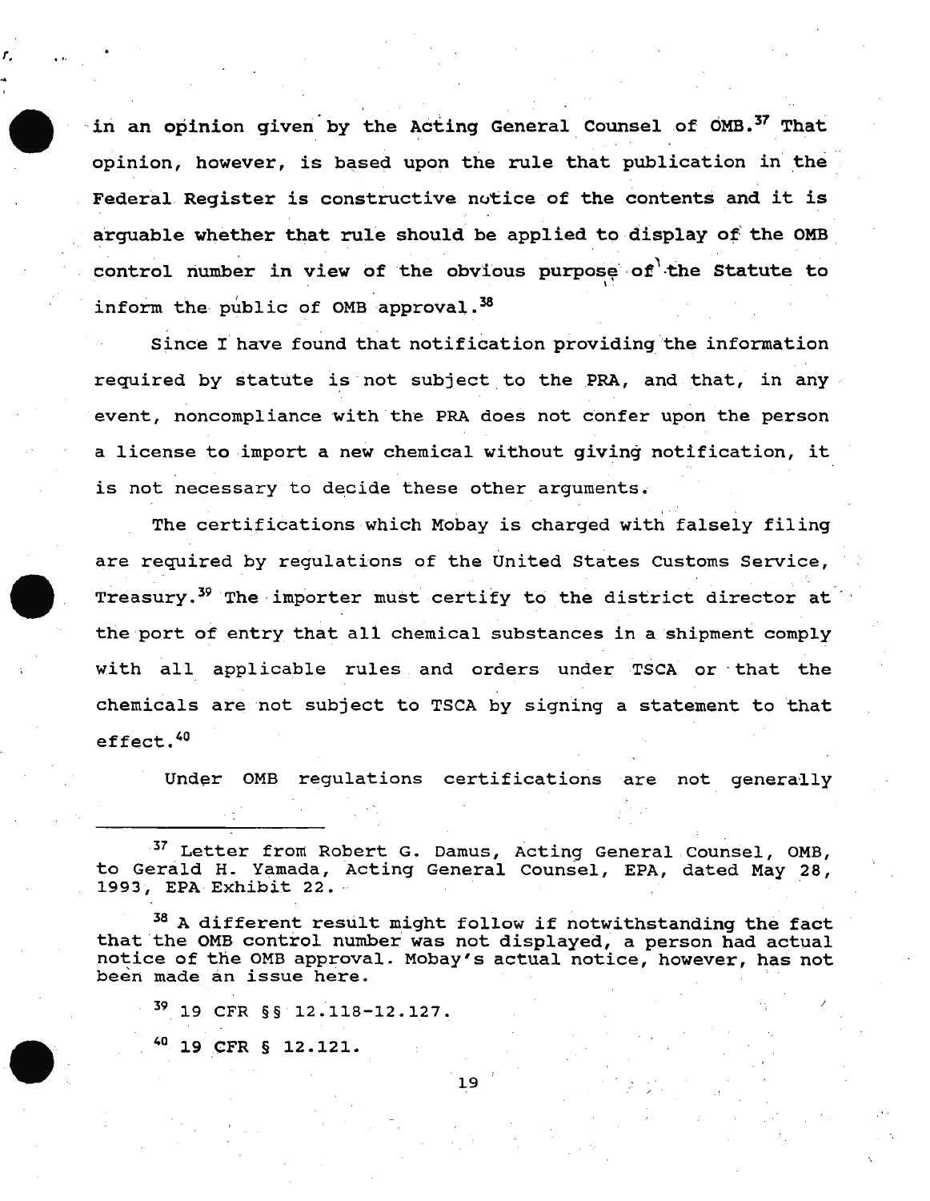in an opinion given by the Acting General Counsel of OMB.[37] That opinion, however, is based upon the rule that publication in the Federal Register is constructive notice of the contents and it is arguable whether that rule should be applied to display of the OMB control number in view of the obvious purpose of the Statute to inform the public of OMB approval.[38]

Since I have found that notification providing the information required by statute is not subject to the PRA, and that, in any event, noncompliance with the PRA does not confer upon the person a license to import a new chemical without giving notification, it is not necessary to decide these other arguments.

The certifications which Mobay is charged with falsely filing are required by regulations of the United States Customs Service, Treasury.[39] The importer must certify to the district director at the port of entry that all chemical substances in a shipment comply with all applicable rules and orders under TSCA or that the chemicals are not subject to TSCA by signing a statement to that effect.[40]

Under OMB regulations certifications are not generally

---

[37] Letter from Robert G. Damus, Acting General Counsel, OMB, to Gerald H. Yamada, Acting General Counsel, EPA, dated May 28, 1993, EPA Exhibit 22.

[38] A different result might follow if notwithstanding the fact that the OMB control number was not displayed, a person had actual notice of the OMB approval. Mobay's actual notice, however, has not been made an issue here.

[39] 19 CFR §§ 12.118-12.127.

[40] 19 CFR § 12.121.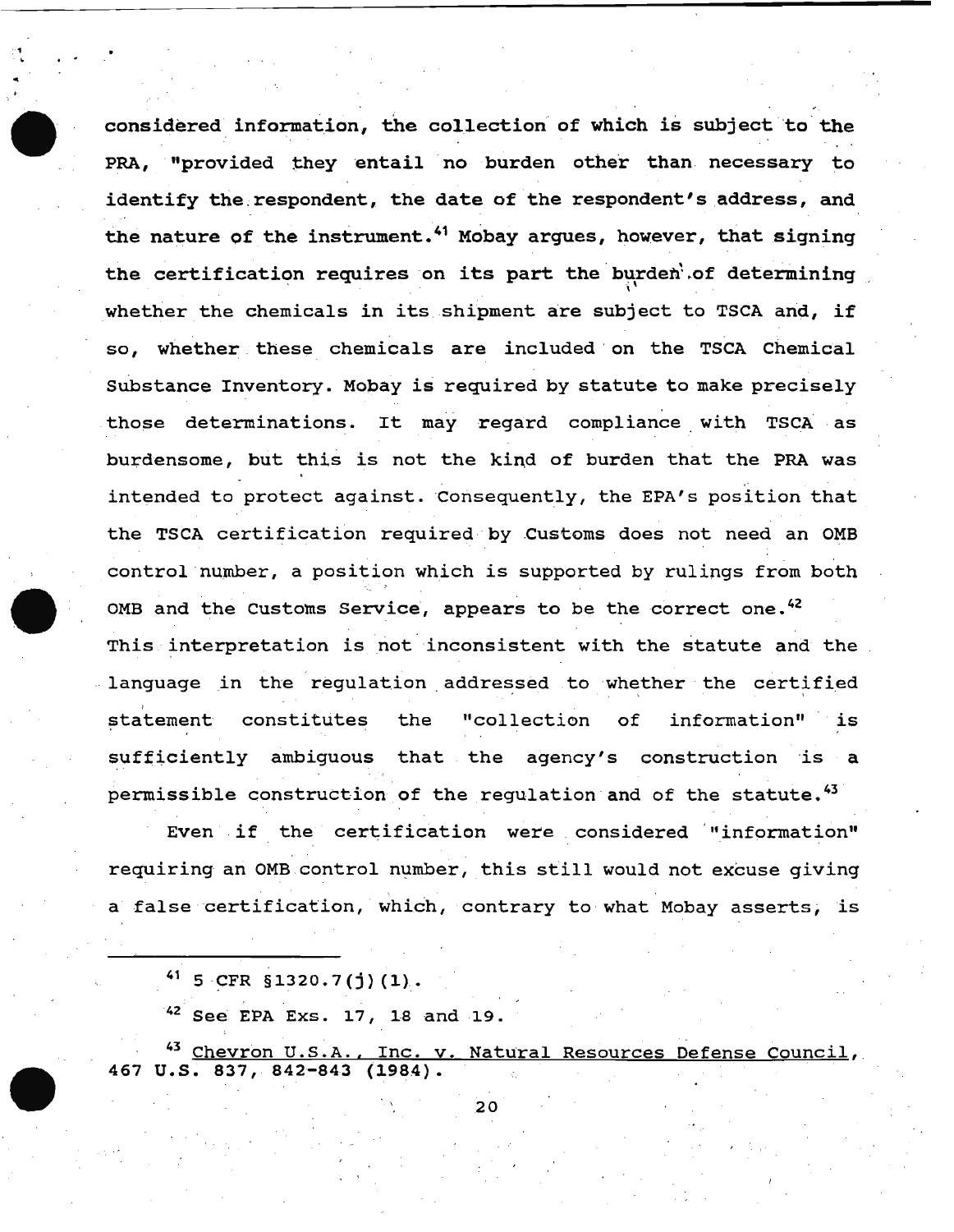considered information, the collection of which is subject to the PRA, "provided they entail no burden other than necessary to identify the respondent, the date of the respondent's address, and the nature of the instrument.[41] Mobay argues, however, that signing the certification requires on its part the burden of determining whether the chemicals in its shipment are subject to TSCA and, if so, whether these chemicals are included on the TSCA Chemical Substance Inventory. Mobay is required by statute to make precisely those determinations. It may regard compliance with TSCA as burdensome, but this is not the kind of burden that the PRA was intended to protect against. Consequently, the EPA's position that the TSCA certification required by Customs does not need an OMB control number, a position which is supported by rulings from both OMB and the Customs Service, appears to be the correct one.[42] This interpretation is not inconsistent with the statute and the language in the regulation addressed to whether the certified statement constitutes the "collection of information" is sufficiently ambiguous that the agency's construction is a permissible construction of the regulation and of the statute.[43]

Even if the certification were considered "information" requiring an OMB control number, this still would not excuse giving a false certification, which, contrary to what Mobay asserts, is

---

[41] 5 CFR §1320.7(j)(1).

[42] See EPA Exs. 17, 18 and 19.

[43] Chevron U.S.A., Inc. v. Natural Resources Defense Council, 467 U.S. 837, 842-843 (1984).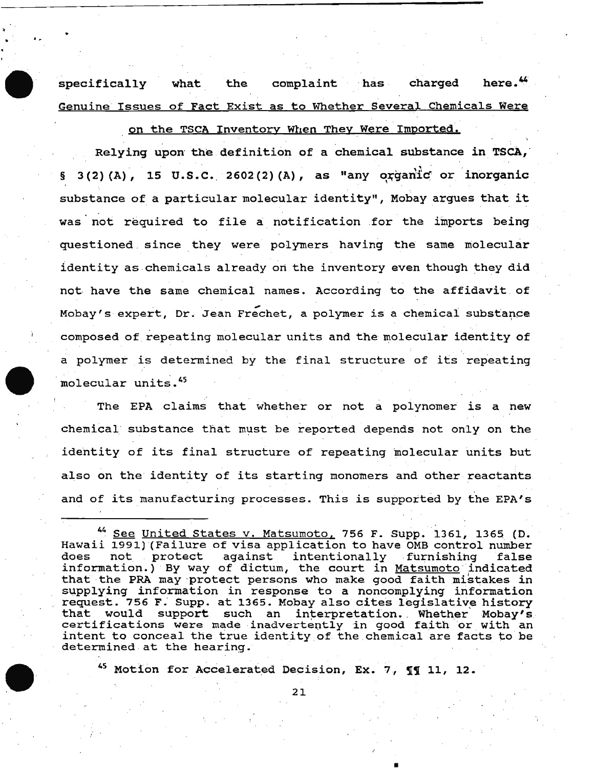specifically what the complaint has charged here.[44]

Genuine Issues of Fact Exist as to Whether Several Chemicals Were on the TSCA Inventory When They Were Imported.

Relying upon the definition of a chemical substance in TSCA, § 3(2)(A), 15 U.S.C. 2602(2)(A), as "any organic or inorganic substance of a particular molecular identity", Mobay argues that it was not required to file a notification for the imports being questioned since they were polymers having the same molecular identity as chemicals already on the inventory even though they did not have the same chemical names. According to the affidavit of Mobay's expert, Dr. Jean Fréchet, a polymer is a chemical substance composed of repeating molecular units and the molecular identity of a polymer is determined by the final structure of its repeating molecular units.[45]

The EPA claims that whether or not a polynomer is a new chemical substance that must be reported depends not only on the identity of its final structure of repeating molecular units but also on the identity of its starting monomers and other reactants and of its manufacturing processes. This is supported by the EPA's

---

[44] See United States v. Matsumoto, 756 F. Supp. 1361, 1365 (D. Hawaii 1991)(Failure of visa application to have OMB control number does not protect against intentionally furnishing false information.) By way of dictum, the court in Matsumoto indicated that the PRA may protect persons who make good faith mistakes in supplying information in response to a noncomplying information request. 756 F. Supp. at 1365. Mobay also cites legislative history that would support such an interpretation. Whether Mobay's certifications were made inadvertently in good faith or with an intent to conceal the true identity of the chemical are facts to be determined at the hearing.

[45] Motion for Accelerated Decision, Ex. 7, ¶¶ 11, 12.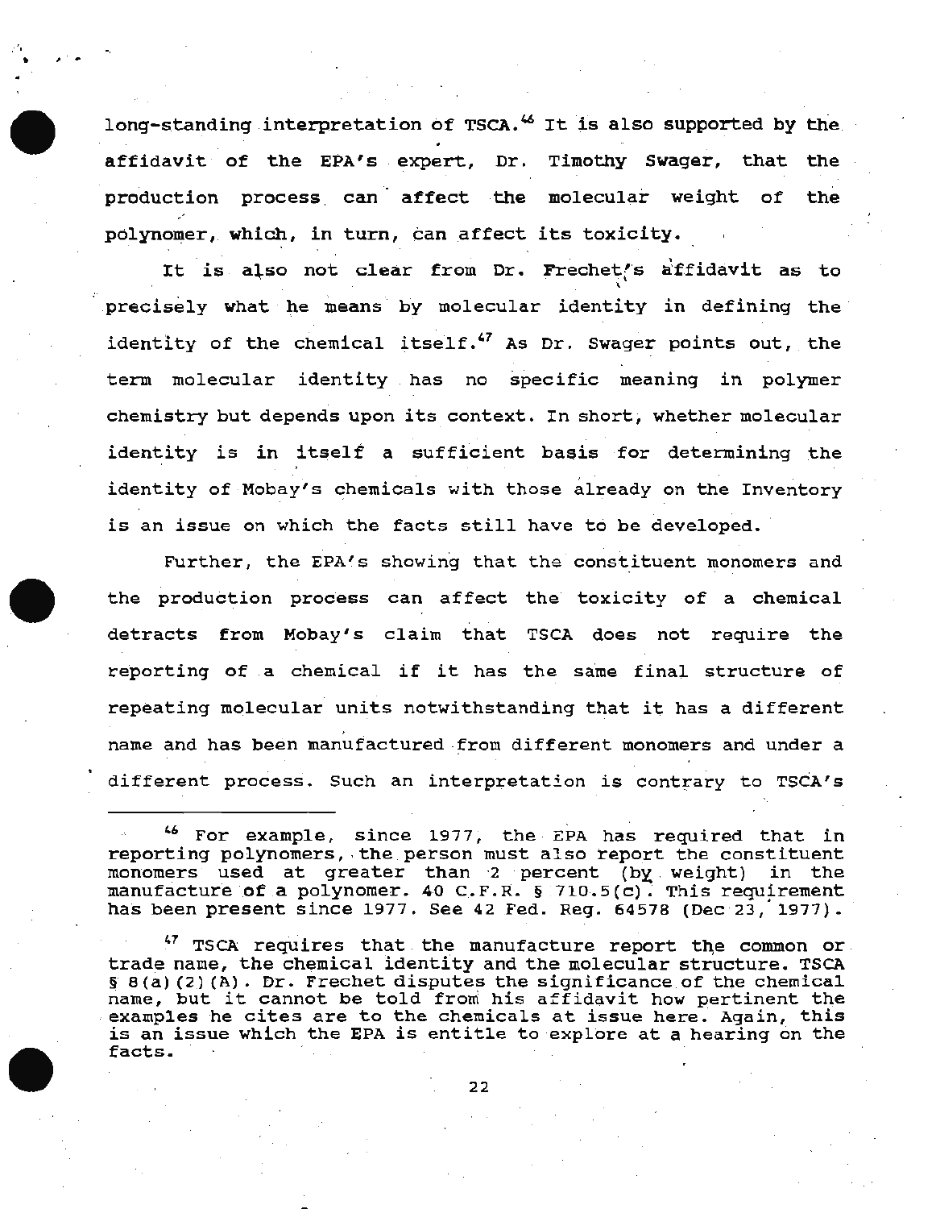long-standing interpretation of TSCA.[46] It is also supported by the affidavit of the EPA's expert, Dr. Timothy Swager, that the production process can affect the molecular weight of the polynomer, which, in turn, can affect its toxicity.

It is also not clear from Dr. Frechet's affidavit as to precisely what he means by molecular identity in defining the identity of the chemical itself.[47] As Dr. Swager points out, the term molecular identity has no specific meaning in polymer chemistry but depends upon its context. In short, whether molecular identity is in itself a sufficient basis for determining the identity of Mobay's chemicals with those already on the Inventory is an issue on which the facts still have to be developed.

Further, the EPA's showing that the constituent monomers and the production process can affect the toxicity of a chemical detracts from Mobay's claim that TSCA does not require the reporting of a chemical if it has the same final structure of repeating molecular units notwithstanding that it has a different name and has been manufactured from different monomers and under a different process. Such an interpretation is contrary to TSCA's

---

[46] For example, since 1977, the EPA has required that in reporting polynomers, the person must also report the constituent monomers used at greater than 2 percent (by weight) in the manufacture of a polynomer. 40 C.F.R. § 710.5(c). This requirement has been present since 1977. See 42 Fed. Reg. 64578 (Dec 23, 1977).

[47] TSCA requires that the manufacture report the common or trade name, the chemical identity and the molecular structure. TSCA § 8(a)(2)(A). Dr. Frechet disputes the significance of the chemical name, but it cannot be told from his affidavit how pertinent the examples he cites are to the chemicals at issue here. Again, this is an issue which the EPA is entitle to explore at a hearing on the facts.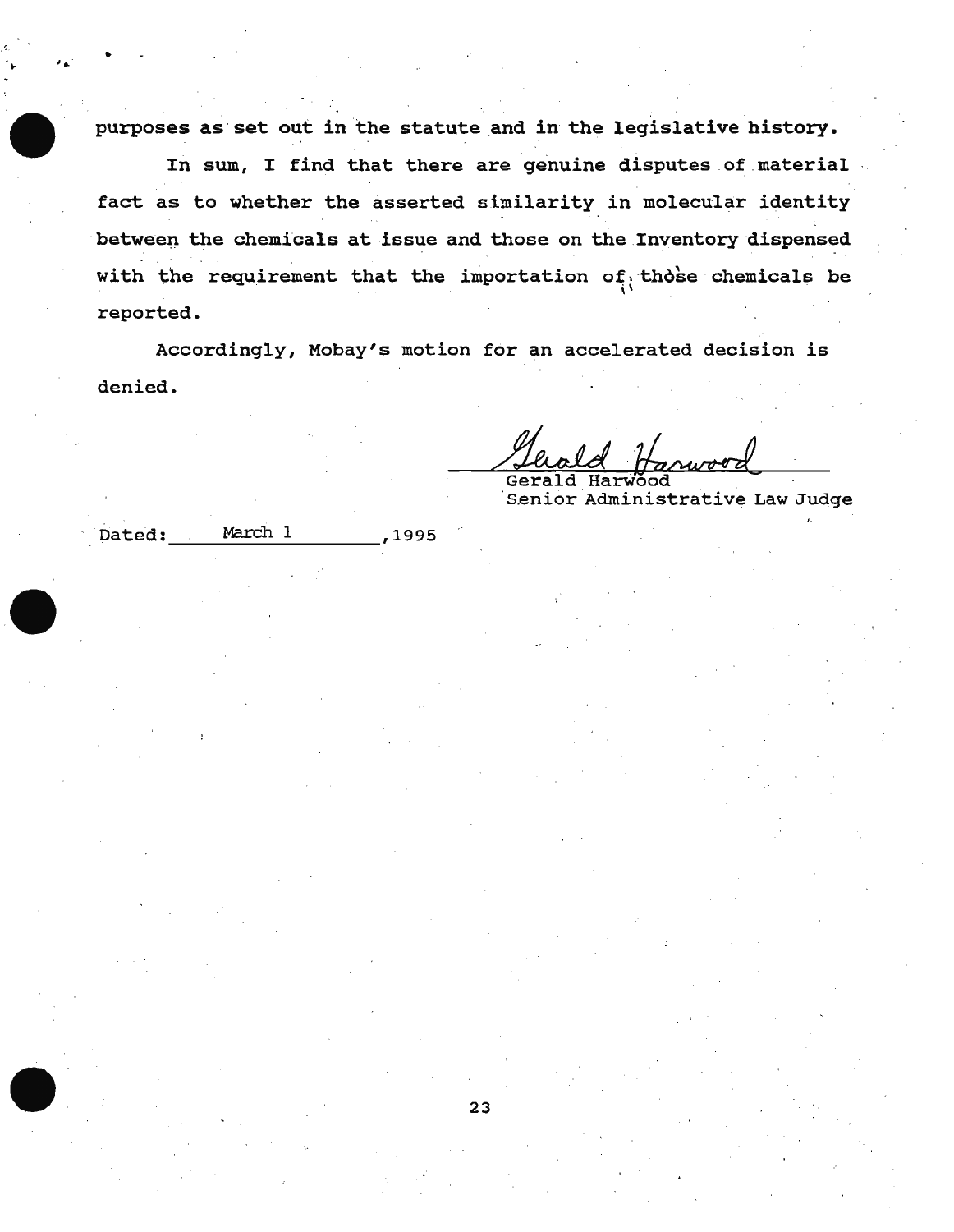purposes as set out in the statute and in the legislative history.

In sum, I find that there are genuine disputes of material fact as to whether the asserted similarity in molecular identity between the chemicals at issue and those on the Inventory dispensed with the requirement that the importation of those chemicals be reported.

Accordingly, Mobay's motion for an accelerated decision is denied.

Gerald Harwood
Senior Administrative Law Judge

Dated: March 1, 1995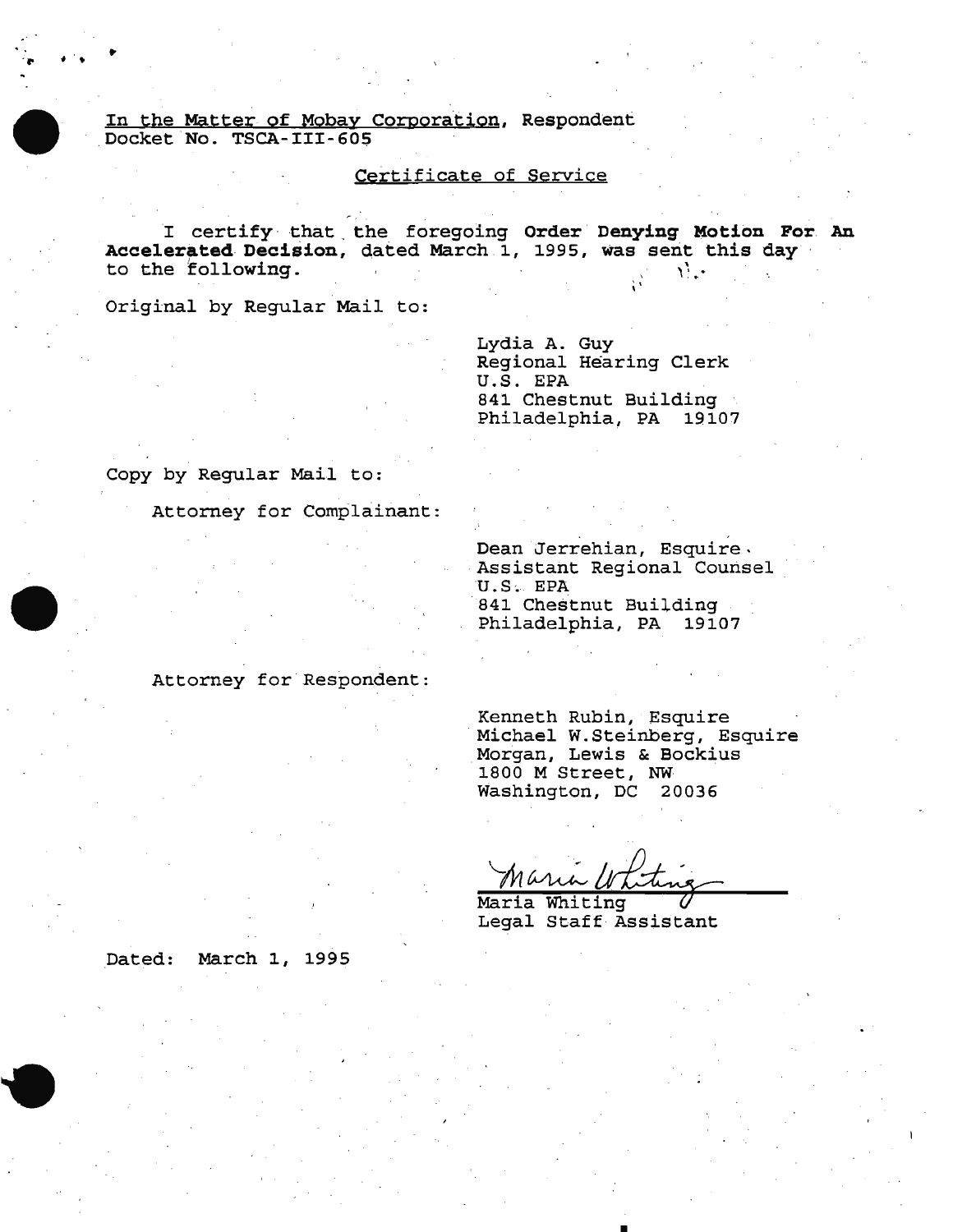In the Matter of Mobay Corporation, Respondent
Docket No. TSCA-III-605

Certificate of Service

I certify that the foregoing **Order Denying Motion For An Accelerated Decision**, dated March 1, 1995, was sent this day to the following.

Original by Regular Mail to:

Lydia A. Guy
Regional Hearing Clerk
U.S. EPA
841 Chestnut Building
Philadelphia, PA 19107

Copy by Regular Mail to:

Attorney for Complainant:

Dean Jerrehian, Esquire
Assistant Regional Counsel
U.S. EPA
841 Chestnut Building
Philadelphia, PA 19107

Attorney for Respondent:

Kenneth Rubin, Esquire
Michael W. Steinberg, Esquire
Morgan, Lewis & Bockius
1800 M Street, NW
Washington, DC 20036

Maria Whiting
Legal Staff Assistant

Dated: March 1, 1995